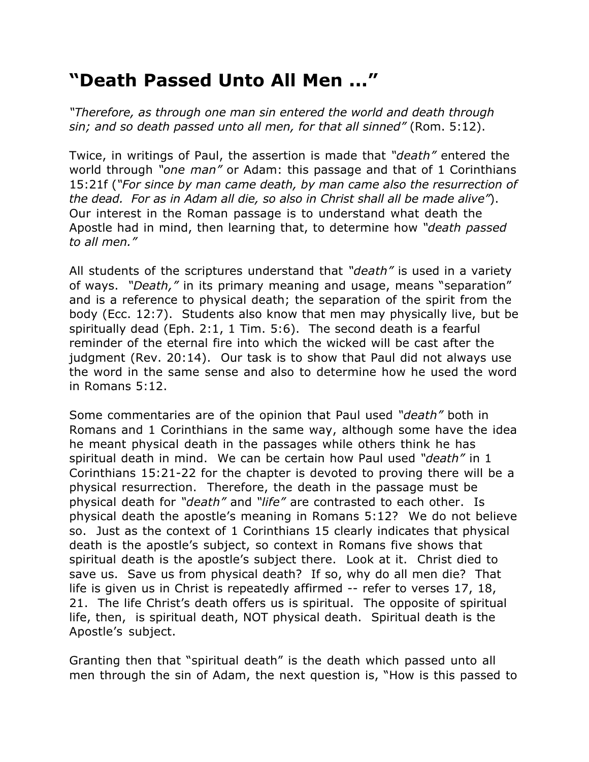# "Death Passed Unto All Men ..."

*"Therefore, as through one man sin entered the world and death through sin; and so death passed unto all men, for that all sinned"* (Rom. 5:12).

Twice, in writings of Paul, the assertion is made that *"death"* entered the world through *"one man"* or Adam: this passage and that of 1 Corinthians 15:21f (*"For since by man came death, by man came also the resurrection of the dead. For as in Adam all die, so also in Christ shall all be made alive"*). Our interest in the Roman passage is to understand what death the Apostle had in mind, then learning that, to determine how *"death passed to all men."*

All students of the scriptures understand that *"death"* is used in a variety of ways. *"Death,"* in its primary meaning and usage, means "separation" and is a reference to physical death; the separation of the spirit from the body (Ecc. 12:7). Students also know that men may physically live, but be spiritually dead (Eph. 2:1, 1 Tim. 5:6). The second death is a fearful reminder of the eternal fire into which the wicked will be cast after the judgment (Rev. 20:14). Our task is to show that Paul did not always use the word in the same sense and also to determine how he used the word in Romans 5:12.

Some commentaries are of the opinion that Paul used *"death"* both in Romans and 1 Corinthians in the same way, although some have the idea he meant physical death in the passages while others think he has spiritual death in mind. We can be certain how Paul used *"death"* in 1 Corinthians 15:21-22 for the chapter is devoted to proving there will be a physical resurrection. Therefore, the death in the passage must be physical death for *"death"* and *"life"* are contrasted to each other. Is physical death the apostle's meaning in Romans 5:12? We do not believe so. Just as the context of 1 Corinthians 15 clearly indicates that physical death is the apostle's subject, so context in Romans five shows that spiritual death is the apostle's subject there. Look at it. Christ died to save us. Save us from physical death? If so, why do all men die? That life is given us in Christ is repeatedly affirmed -- refer to verses 17, 18, 21. The life Christ's death offers us is spiritual. The opposite of spiritual life, then, is spiritual death, NOT physical death. Spiritual death is the Apostle's subject.

Granting then that "spiritual death" is the death which passed unto all men through the sin of Adam, the next question is, "How is this passed to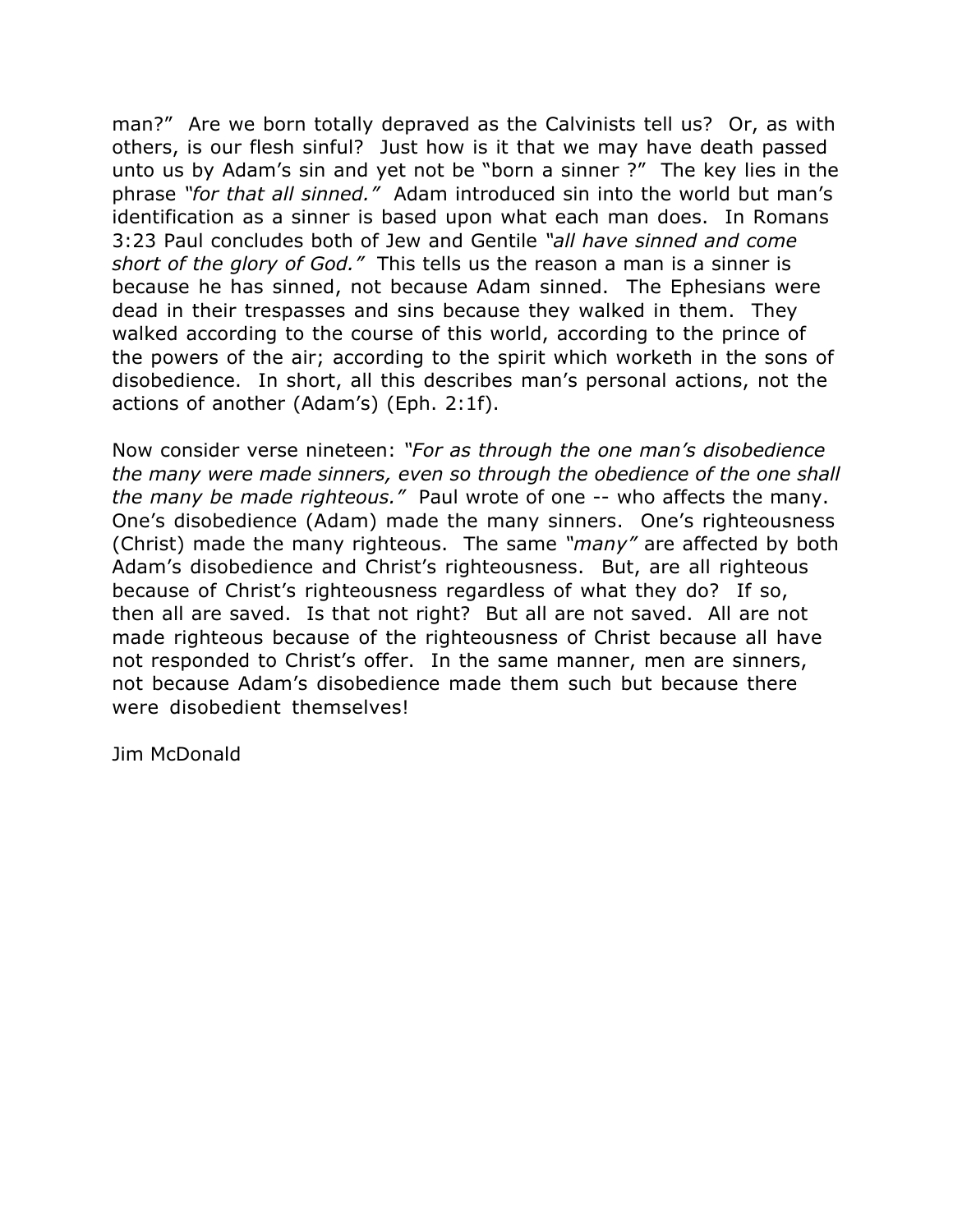man?" Are we born totally depraved as the Calvinists tell us? Or, as with others, is our flesh sinful? Just how is it that we may have death passed unto us by Adam's sin and yet not be "born a sinner ?" The key lies in the phrase *"for that all sinned."* Adam introduced sin into the world but man's identification as a sinner is based upon what each man does. In Romans 3:23 Paul concludes both of Jew and Gentile *"all have sinned and come short of the glory of God."* This tells us the reason a man is a sinner is because he has sinned, not because Adam sinned. The Ephesians were dead in their trespasses and sins because they walked in them. They walked according to the course of this world, according to the prince of the powers of the air; according to the spirit which worketh in the sons of disobedience. In short, all this describes man's personal actions, not the actions of another (Adam's) (Eph. 2:1f).

Now consider verse nineteen: *"For as through the one man's disobedience the many were made sinners, even so through the obedience of the one shall the many be made righteous."* Paul wrote of one -- who affects the many. One's disobedience (Adam) made the many sinners. One's righteousness (Christ) made the many righteous. The same *"many"* are affected by both Adam's disobedience and Christ's righteousness. But, are all righteous because of Christ's righteousness regardless of what they do? If so, then all are saved. Is that not right? But all are not saved. All are not made righteous because of the righteousness of Christ because all have not responded to Christ's offer. In the same manner, men are sinners, not because Adam's disobedience made them such but because there were disobedient themselves!

Jim McDonald